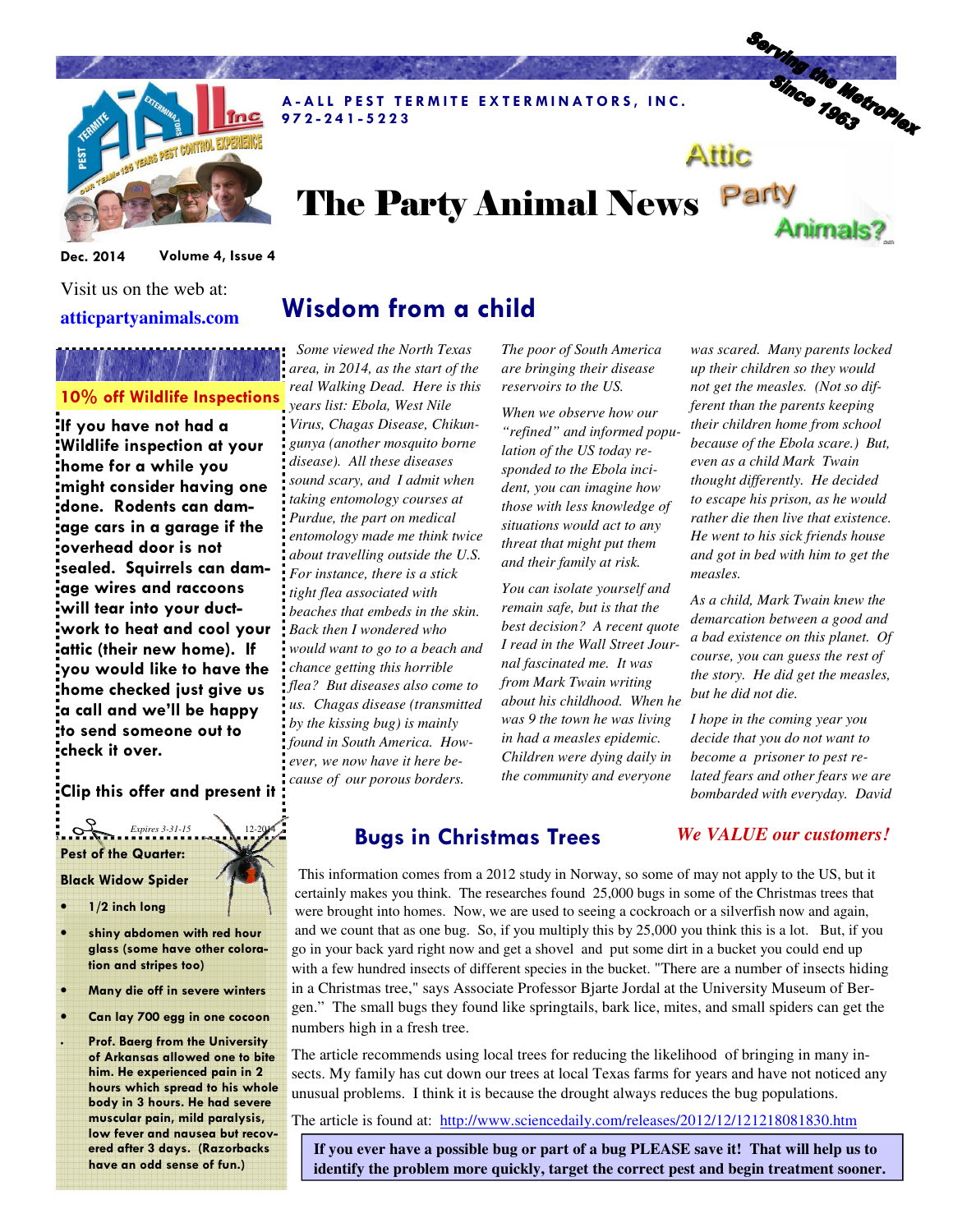A-ALL PEST TERMITE EXTERMINATORS, INC.
972-241-5223

Serving the MetroPlex Since 1963

# The Party Animal News

Attic Party Animals?

Dec. 2014 Volume 4, Issue 4

Visit us on the web at:

**atticpartyanimals.com**

## 10% off Wildlife Inspections

**If you have not had a Wildlife inspection at your home for a while you might consider having one done. Rodents can damage cars in a garage if the overhead door is not sealed. Squirrels can damage wires and raccoons will tear into your duct-work to heat and cool your attic (their new home). If you would like to have the home checked just give us a call and we'll be happy to send someone out to check it over.**

**Clip this offer and present it**

*Expires 3-31-15* 12-2014

**Pest of the Quarter:**

**Black Widow Spider**

- 1/2 inch long
- shiny abdomen with red hour glass (some have other coloration and stripes too)
- Many die off in severe winters
- Can lay 700 egg in one cocoon
- Prof. Baerg from the University of Arkansas allowed one to bite him. He experienced pain in 2 hours which spread to his whole body in 3 hours. He had severe muscular pain, mild paralysis, low fever and nausea but recovered after 3 days. (Razorbacks have an odd sense of fun.)

## Wisdom from a child

*Some viewed the North Texas area, in 2014, as the start of the real Walking Dead. Here is this years list: Ebola, West Nile Virus, Chagas Disease, Chikungunya (another mosquito borne disease). All these diseases sound scary, and I admit when taking entomology courses at Purdue, the part on medical entomology made me think twice about travelling outside the U.S. For instance, there is a stick tight flea associated with beaches that embeds in the skin. Back then I wondered who would want to go to a beach and chance getting this horrible flea? But diseases also come to us. Chagas disease (transmitted by the kissing bug) is mainly found in South America. However, we now have it here because of our porous borders. The poor of South America are bringing their disease reservoirs to the US.*

*When we observe how our "refined" and informed population of the US today responded to the Ebola incident, you can imagine how those with less knowledge of situations would act to any threat that might put them and their family at risk.*

*You can isolate yourself and remain safe, but is that the best decision? A recent quote I read in the Wall Street Journal fascinated me. It was from Mark Twain writing about his childhood. When he was 9 the town he was living in had a measles epidemic. Children were dying daily in the community and everyone was scared. Many parents locked up their children so they would not get the measles. (Not so different than the parents keeping their children home from school because of the Ebola scare.) But, even as a child Mark Twain thought differently. He decided to escape his prison, as he would rather die then live that existence. He went to his sick friends house and got in bed with him to get the measles.*

*As a child, Mark Twain knew the demarcation between a good and a bad existence on this planet. Of course, you can guess the rest of the story. He did get the measles, but he did not die.*

*I hope in the coming year you decide that you do not want to become a prisoner to pest related fears and other fears we are bombarded with everyday. David*

## Bugs in Christmas Trees

***We VALUE our customers!***

This information comes from a 2012 study in Norway, so some of may not apply to the US, but it certainly makes you think. The researches found 25,000 bugs in some of the Christmas trees that were brought into homes. Now, we are used to seeing a cockroach or a silverfish now and again, and we count that as one bug. So, if you multiply this by 25,000 you think this is a lot. But, if you go in your back yard right now and get a shovel and put some dirt in a bucket you could end up with a few hundred insects of different species in the bucket. "There are a number of insects hiding in a Christmas tree," says Associate Professor Bjarte Jordal at the University Museum of Bergen." The small bugs they found like springtails, bark lice, mites, and small spiders can get the numbers high in a fresh tree.

The article recommends using local trees for reducing the likelihood of bringing in many insects. My family has cut down our trees at local Texas farms for years and have not noticed any unusual problems. I think it is because the drought always reduces the bug populations.

The article is found at: http://www.sciencedaily.com/releases/2012/12/121218081830.htm

**If you ever have a possible bug or part of a bug PLEASE save it! That will help us to identify the problem more quickly, target the correct pest and begin treatment sooner.**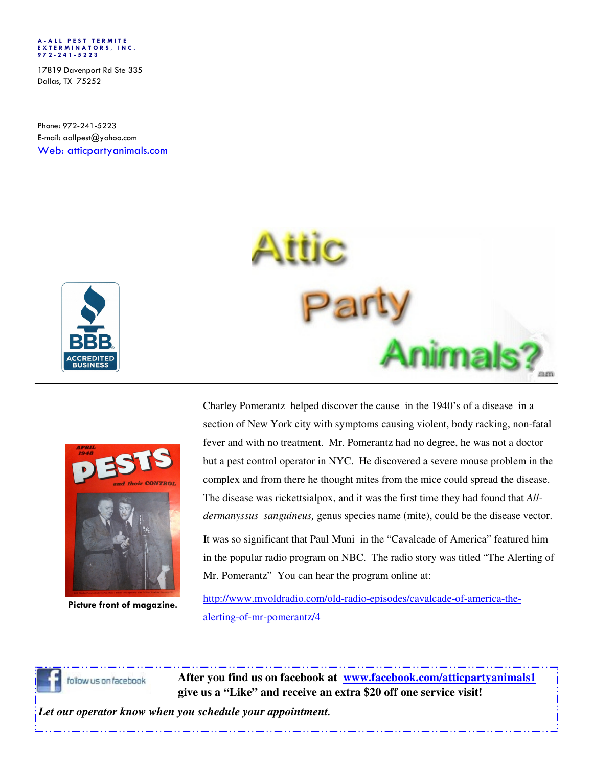A-ALL PEST TERMITE EXTERMINATORS, INC.
972-241-5223

17819 Davenport Rd Ste 335
Dallas, TX 75252

Phone: 972-241-5223
E-mail: aallpest@yahoo.com
Web: atticpartyanimals.com

Attic Party Animals?

Charley Pomerantz helped discover the cause in the 1940's of a disease in a section of New York city with symptoms causing violent, body racking, non-fatal fever and with no treatment. Mr. Pomerantz had no degree, he was not a doctor but a pest control operator in NYC. He discovered a severe mouse problem in the complex and from there he thought mites from the mice could spread the disease. The disease was rickettsialpox, and it was the first time they had found that *All-dermanyssus sanguineus,* genus species name (mite), could be the disease vector.

It was so significant that Paul Muni in the "Cavalcade of America" featured him in the popular radio program on NBC. The radio story was titled "The Alerting of Mr. Pomerantz" You can hear the program online at:

http://www.myoldradio.com/old-radio-episodes/cavalcade-of-america-the-alerting-of-mr-pomerantz/4

Picture front of magazine.

**After you find us on facebook at www.facebook.com/atticpartyanimals1 give us a "Like" and receive an extra $20 off one service visit!**

***Let our operator know when you schedule your appointment.***